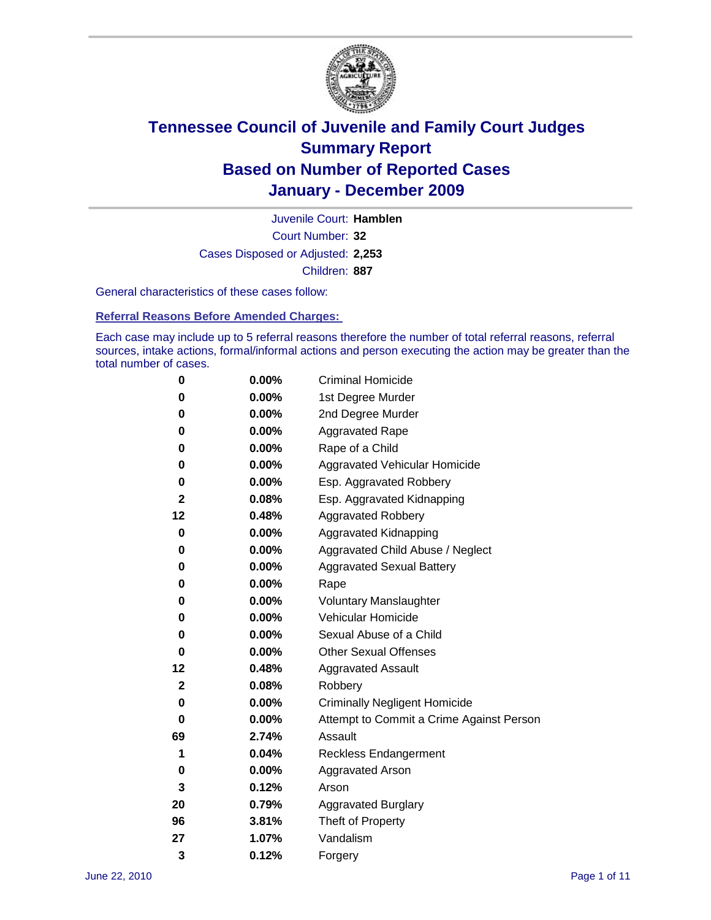# Tennessee Council of Juvenile and Family Court Judges
## Summary Report
## Based on Number of Reported Cases
## January - December 2009

Juvenile Court: **Hamblen**

Court Number: **32**

Cases Disposed or Adjusted: **2,253**

Children: **887**

General characteristics of these cases follow:

### Referral Reasons Before Amended Charges:

Each case may include up to 5 referral reasons therefore the number of total referral reasons, referral sources, intake actions, formal/informal actions and person executing the action may be greater than the total number of cases.

| | | |
|---|---|---|
| 0 | 0.00% | Criminal Homicide |
| 0 | 0.00% | 1st Degree Murder |
| 0 | 0.00% | 2nd Degree Murder |
| 0 | 0.00% | Aggravated Rape |
| 0 | 0.00% | Rape of a Child |
| 0 | 0.00% | Aggravated Vehicular Homicide |
| 0 | 0.00% | Esp. Aggravated Robbery |
| 2 | 0.08% | Esp. Aggravated Kidnapping |
| 12 | 0.48% | Aggravated Robbery |
| 0 | 0.00% | Aggravated Kidnapping |
| 0 | 0.00% | Aggravated Child Abuse / Neglect |
| 0 | 0.00% | Aggravated Sexual Battery |
| 0 | 0.00% | Rape |
| 0 | 0.00% | Voluntary Manslaughter |
| 0 | 0.00% | Vehicular Homicide |
| 0 | 0.00% | Sexual Abuse of a Child |
| 0 | 0.00% | Other Sexual Offenses |
| 12 | 0.48% | Aggravated Assault |
| 2 | 0.08% | Robbery |
| 0 | 0.00% | Criminally Negligent Homicide |
| 0 | 0.00% | Attempt to Commit a Crime Against Person |
| 69 | 2.74% | Assault |
| 1 | 0.04% | Reckless Endangerment |
| 0 | 0.00% | Aggravated Arson |
| 3 | 0.12% | Arson |
| 20 | 0.79% | Aggravated Burglary |
| 96 | 3.81% | Theft of Property |
| 27 | 1.07% | Vandalism |
| 3 | 0.12% | Forgery |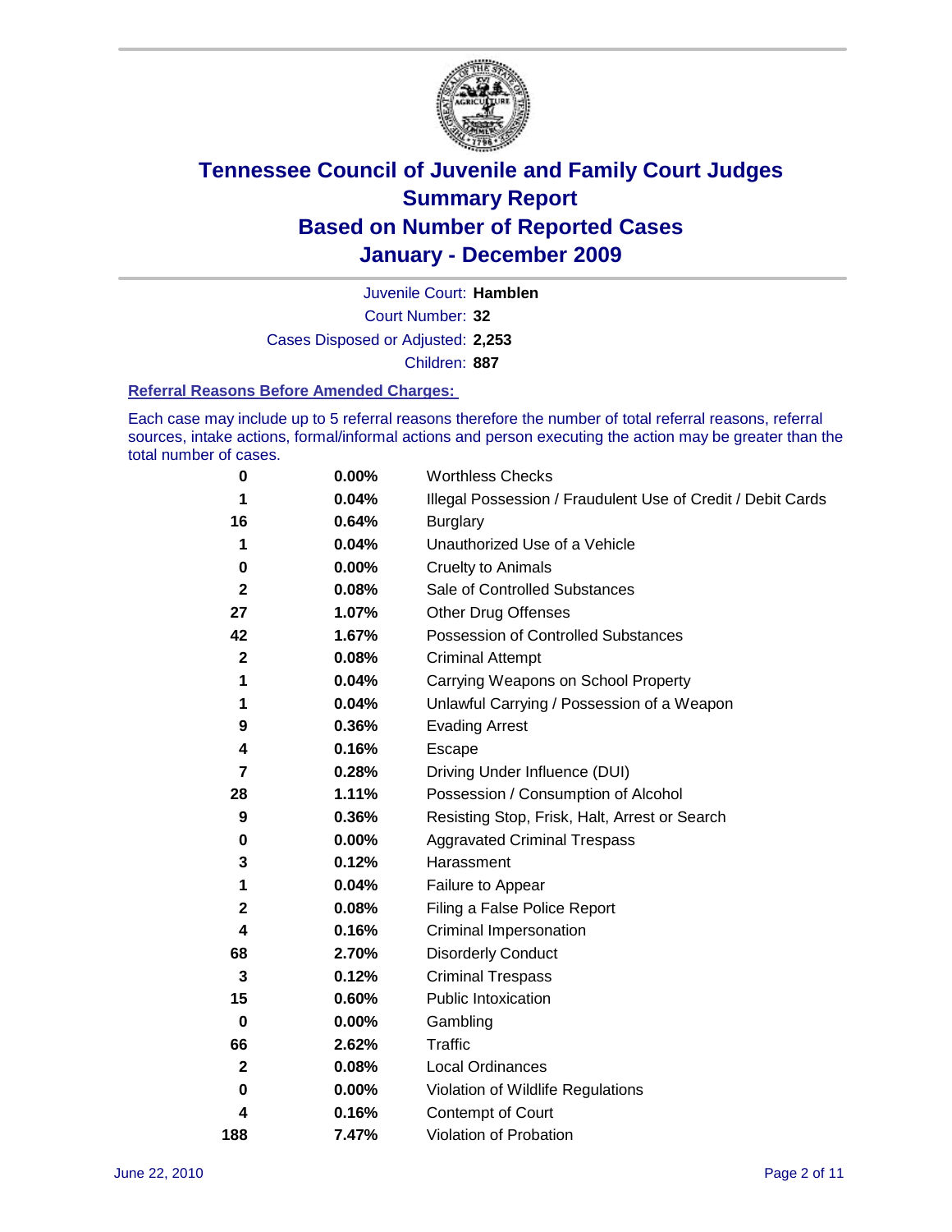# Tennessee Council of Juvenile and Family Court Judges
# Summary Report
# Based on Number of Reported Cases
# January - December 2009

Juvenile Court: **Hamblen**

Court Number: **32**

Cases Disposed or Adjusted: **2,253**

Children: **887**

### Referral Reasons Before Amended Charges:

Each case may include up to 5 referral reasons therefore the number of total referral reasons, referral sources, intake actions, formal/informal actions and person executing the action may be greater than the total number of cases.

| | | |
|---|---|---|
| 0 | 0.00% | Worthless Checks |
| 1 | 0.04% | Illegal Possession / Fraudulent Use of Credit / Debit Cards |
| 16 | 0.64% | Burglary |
| 1 | 0.04% | Unauthorized Use of a Vehicle |
| 0 | 0.00% | Cruelty to Animals |
| 2 | 0.08% | Sale of Controlled Substances |
| 27 | 1.07% | Other Drug Offenses |
| 42 | 1.67% | Possession of Controlled Substances |
| 2 | 0.08% | Criminal Attempt |
| 1 | 0.04% | Carrying Weapons on School Property |
| 1 | 0.04% | Unlawful Carrying / Possession of a Weapon |
| 9 | 0.36% | Evading Arrest |
| 4 | 0.16% | Escape |
| 7 | 0.28% | Driving Under Influence (DUI) |
| 28 | 1.11% | Possession / Consumption of Alcohol |
| 9 | 0.36% | Resisting Stop, Frisk, Halt, Arrest or Search |
| 0 | 0.00% | Aggravated Criminal Trespass |
| 3 | 0.12% | Harassment |
| 1 | 0.04% | Failure to Appear |
| 2 | 0.08% | Filing a False Police Report |
| 4 | 0.16% | Criminal Impersonation |
| 68 | 2.70% | Disorderly Conduct |
| 3 | 0.12% | Criminal Trespass |
| 15 | 0.60% | Public Intoxication |
| 0 | 0.00% | Gambling |
| 66 | 2.62% | Traffic |
| 2 | 0.08% | Local Ordinances |
| 0 | 0.00% | Violation of Wildlife Regulations |
| 4 | 0.16% | Contempt of Court |
| 188 | 7.47% | Violation of Probation |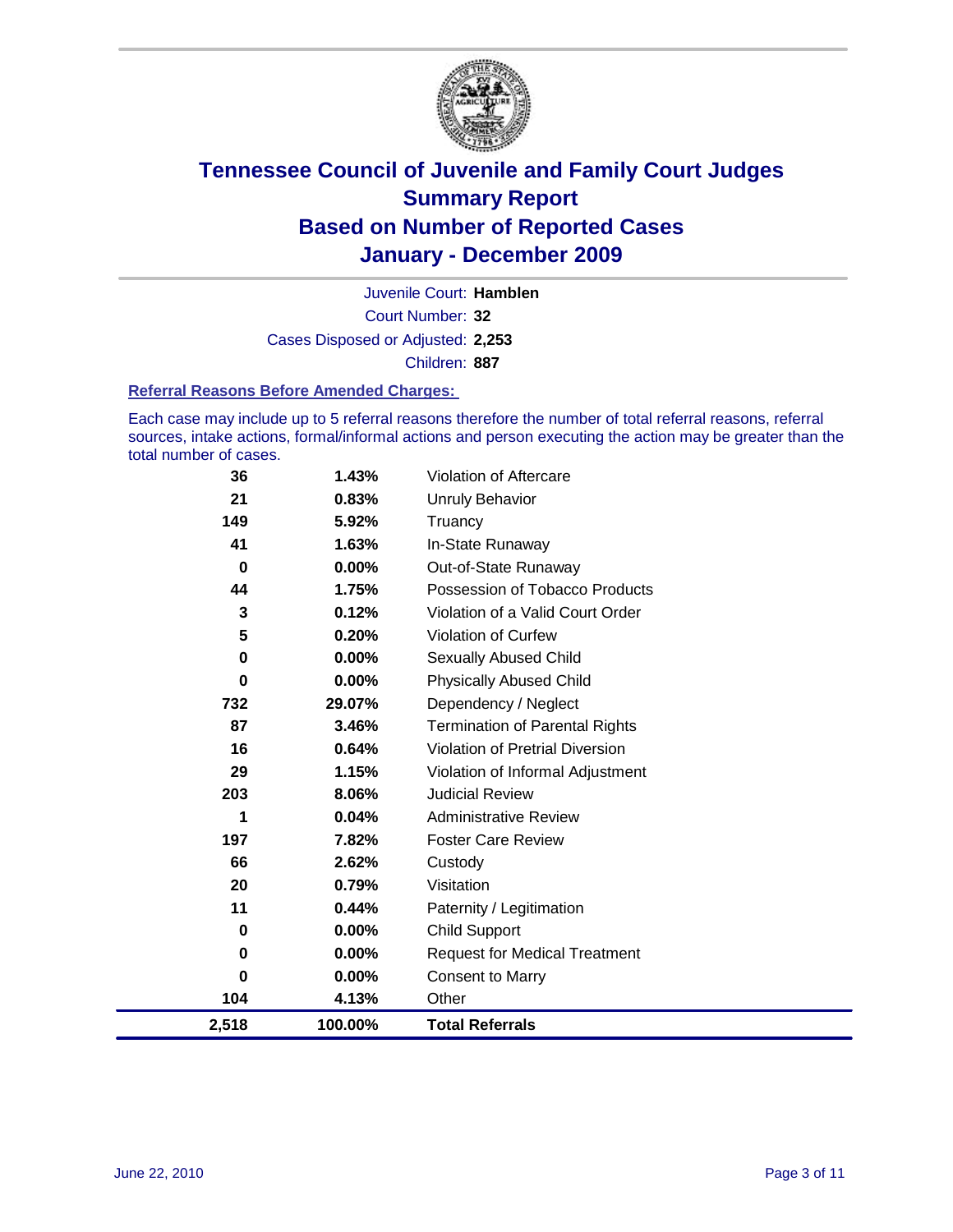# Tennessee Council of Juvenile and Family Court Judges
# Summary Report
# Based on Number of Reported Cases
# January - December 2009

Juvenile Court: **Hamblen**

Court Number: **32**

Cases Disposed or Adjusted: **2,253**

Children: **887**

### Referral Reasons Before Amended Charges:

Each case may include up to 5 referral reasons therefore the number of total referral reasons, referral sources, intake actions, formal/informal actions and person executing the action may be greater than the total number of cases.

| | | |
|---|---|---|
| 36 | 1.43% | Violation of Aftercare |
| 21 | 0.83% | Unruly Behavior |
| 149 | 5.92% | Truancy |
| 41 | 1.63% | In-State Runaway |
| 0 | 0.00% | Out-of-State Runaway |
| 44 | 1.75% | Possession of Tobacco Products |
| 3 | 0.12% | Violation of a Valid Court Order |
| 5 | 0.20% | Violation of Curfew |
| 0 | 0.00% | Sexually Abused Child |
| 0 | 0.00% | Physically Abused Child |
| 732 | 29.07% | Dependency / Neglect |
| 87 | 3.46% | Termination of Parental Rights |
| 16 | 0.64% | Violation of Pretrial Diversion |
| 29 | 1.15% | Violation of Informal Adjustment |
| 203 | 8.06% | Judicial Review |
| 1 | 0.04% | Administrative Review |
| 197 | 7.82% | Foster Care Review |
| 66 | 2.62% | Custody |
| 20 | 0.79% | Visitation |
| 11 | 0.44% | Paternity / Legitimation |
| 0 | 0.00% | Child Support |
| 0 | 0.00% | Request for Medical Treatment |
| 0 | 0.00% | Consent to Marry |
| 104 | 4.13% | Other |
| **2,518** | **100.00%** | **Total Referrals** |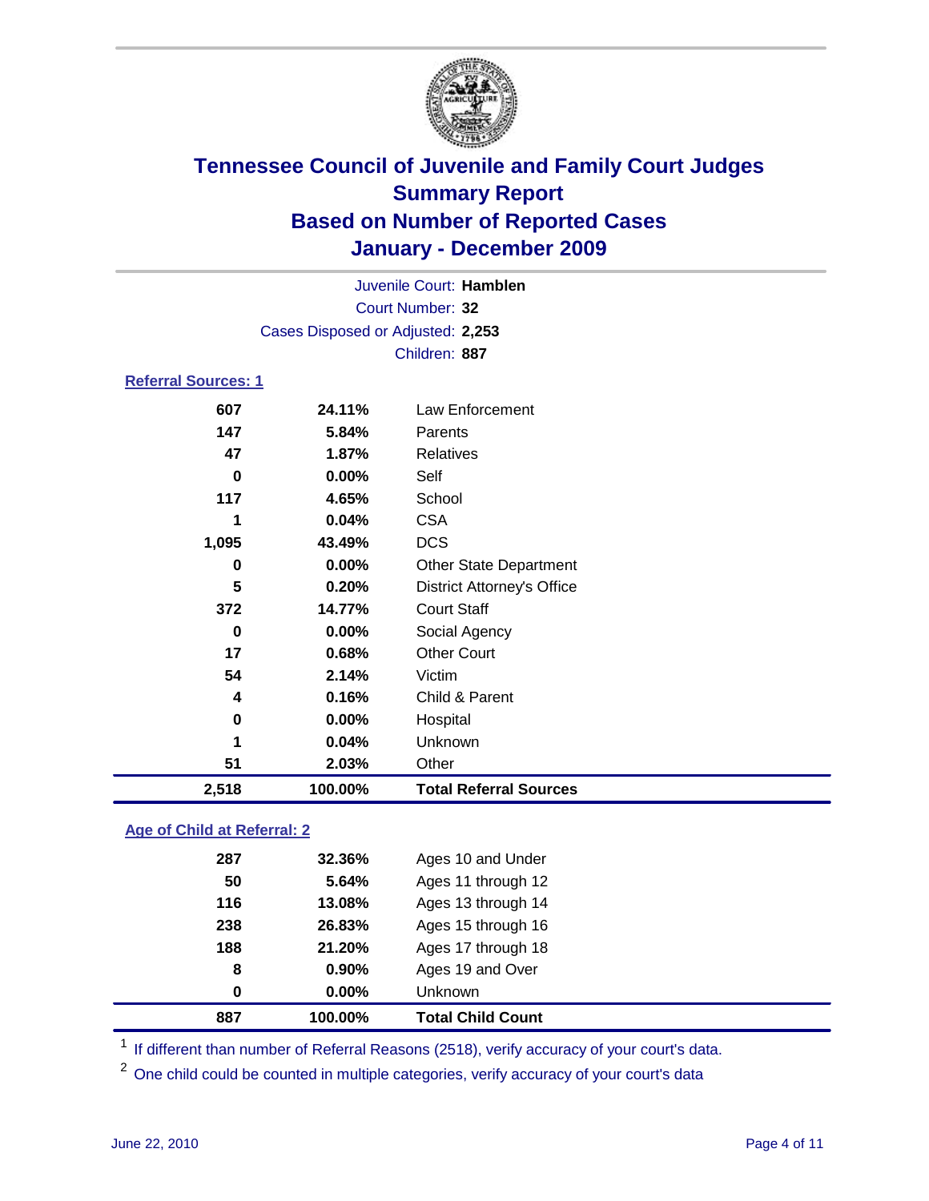# Tennessee Council of Juvenile and Family Court Judges
## Summary Report
## Based on Number of Reported Cases
## January - December 2009

Juvenile Court: **Hamblen**
Court Number: **32**
Cases Disposed or Adjusted: **2,253**
Children: **887**

### Referral Sources: 1

| Count | Percent | Source |
|---|---|---|
| 607 | 24.11% | Law Enforcement |
| 147 | 5.84% | Parents |
| 47 | 1.87% | Relatives |
| 0 | 0.00% | Self |
| 117 | 4.65% | School |
| 1 | 0.04% | CSA |
| 1,095 | 43.49% | DCS |
| 0 | 0.00% | Other State Department |
| 5 | 0.20% | District Attorney's Office |
| 372 | 14.77% | Court Staff |
| 0 | 0.00% | Social Agency |
| 17 | 0.68% | Other Court |
| 54 | 2.14% | Victim |
| 4 | 0.16% | Child & Parent |
| 0 | 0.00% | Hospital |
| 1 | 0.04% | Unknown |
| 51 | 2.03% | Other |
| **2,518** | **100.00%** | **Total Referral Sources** |

### Age of Child at Referral: 2

| Count | Percent | Age |
|---|---|---|
| 287 | 32.36% | Ages 10 and Under |
| 50 | 5.64% | Ages 11 through 12 |
| 116 | 13.08% | Ages 13 through 14 |
| 238 | 26.83% | Ages 15 through 16 |
| 188 | 21.20% | Ages 17 through 18 |
| 8 | 0.90% | Ages 19 and Over |
| 0 | 0.00% | Unknown |
| **887** | **100.00%** | **Total Child Count** |

[1] If different than number of Referral Reasons (2518), verify accuracy of your court's data.

[2] One child could be counted in multiple categories, verify accuracy of your court's data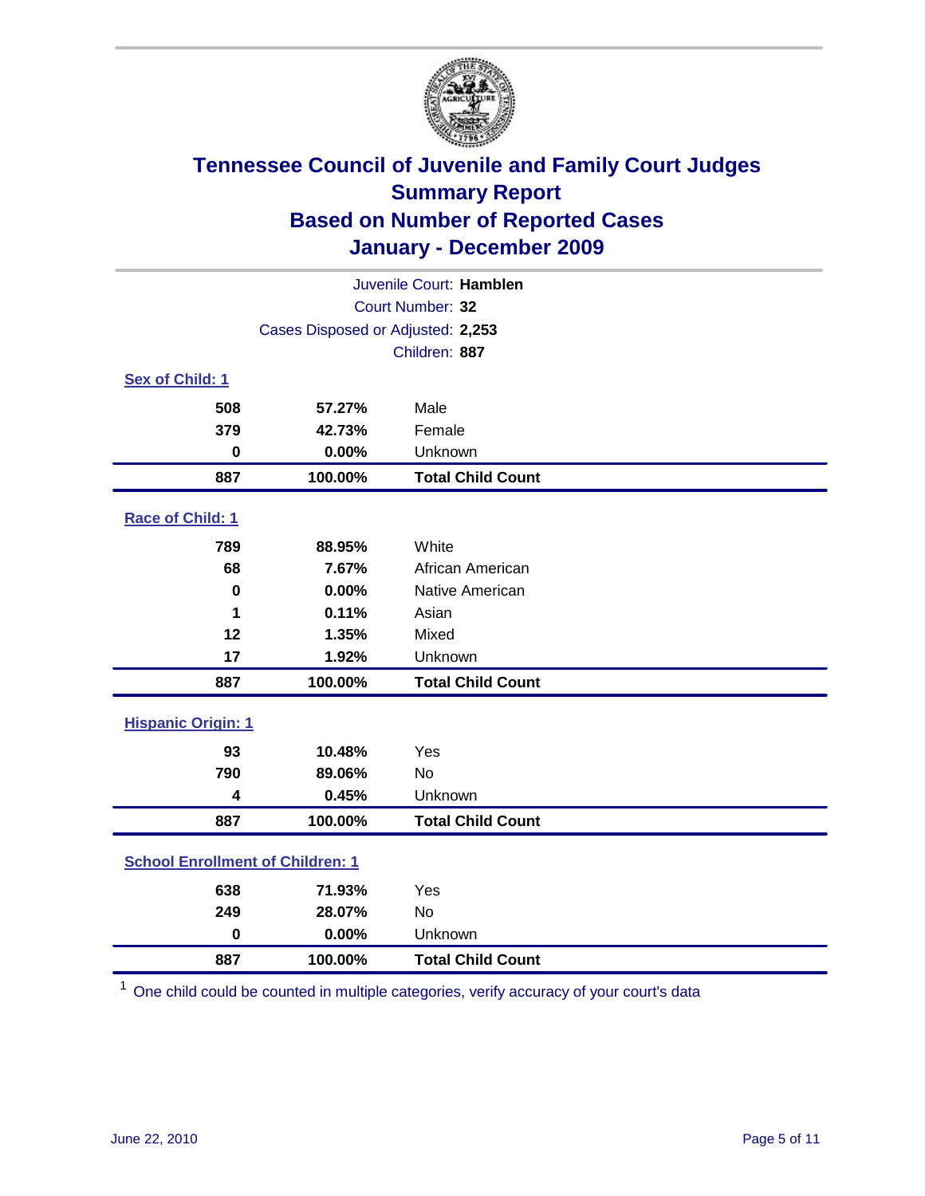# Tennessee Council of Juvenile and Family Court Judges
## Summary Report
## Based on Number of Reported Cases
## January - December 2009

Juvenile Court: **Hamblen**
Court Number: **32**
Cases Disposed or Adjusted: **2,253**
Children: **887**

### Sex of Child: 1

| Count | Percent | Category |
|---|---|---|
| 508 | 57.27% | Male |
| 379 | 42.73% | Female |
| 0 | 0.00% | Unknown |
| **887** | **100.00%** | **Total Child Count** |

### Race of Child: 1

| Count | Percent | Category |
|---|---|---|
| 789 | 88.95% | White |
| 68 | 7.67% | African American |
| 0 | 0.00% | Native American |
| 1 | 0.11% | Asian |
| 12 | 1.35% | Mixed |
| 17 | 1.92% | Unknown |
| **887** | **100.00%** | **Total Child Count** |

### Hispanic Origin: 1

| Count | Percent | Category |
|---|---|---|
| 93 | 10.48% | Yes |
| 790 | 89.06% | No |
| 4 | 0.45% | Unknown |
| **887** | **100.00%** | **Total Child Count** |

### School Enrollment of Children: 1

| Count | Percent | Category |
|---|---|---|
| 638 | 71.93% | Yes |
| 249 | 28.07% | No |
| 0 | 0.00% | Unknown |
| **887** | **100.00%** | **Total Child Count** |

[1] One child could be counted in multiple categories, verify accuracy of your court's data

June 22, 2010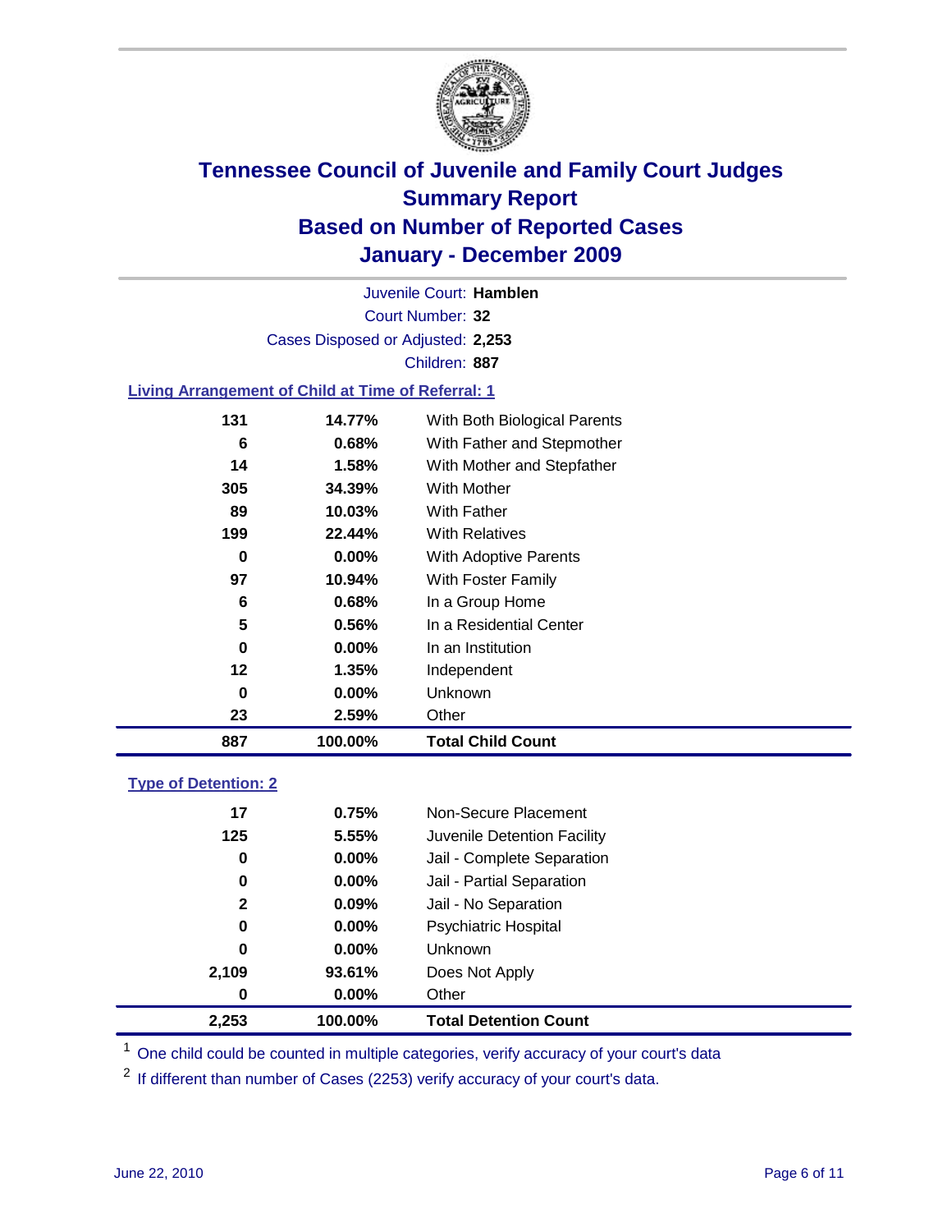# Tennessee Council of Juvenile and Family Court Judges
## Summary Report
## Based on Number of Reported Cases
## January - December 2009

Juvenile Court: **Hamblen**

Court Number: **32**

Cases Disposed or Adjusted: **2,253**

Children: **887**

### Living Arrangement of Child at Time of Referral: 1

| | | |
|---|---|---|
| 131 | 14.77% | With Both Biological Parents |
| 6 | 0.68% | With Father and Stepmother |
| 14 | 1.58% | With Mother and Stepfather |
| 305 | 34.39% | With Mother |
| 89 | 10.03% | With Father |
| 199 | 22.44% | With Relatives |
| 0 | 0.00% | With Adoptive Parents |
| 97 | 10.94% | With Foster Family |
| 6 | 0.68% | In a Group Home |
| 5 | 0.56% | In a Residential Center |
| 0 | 0.00% | In an Institution |
| 12 | 1.35% | Independent |
| 0 | 0.00% | Unknown |
| 23 | 2.59% | Other |
| **887** | **100.00%** | **Total Child Count** |

### Type of Detention: 2

| | | |
|---|---|---|
| 17 | 0.75% | Non-Secure Placement |
| 125 | 5.55% | Juvenile Detention Facility |
| 0 | 0.00% | Jail - Complete Separation |
| 0 | 0.00% | Jail - Partial Separation |
| 2 | 0.09% | Jail - No Separation |
| 0 | 0.00% | Psychiatric Hospital |
| 0 | 0.00% | Unknown |
| 2,109 | 93.61% | Does Not Apply |
| 0 | 0.00% | Other |
| **2,253** | **100.00%** | **Total Detention Count** |

[1] One child could be counted in multiple categories, verify accuracy of your court's data

[2] If different than number of Cases (2253) verify accuracy of your court's data.

June 22, 2010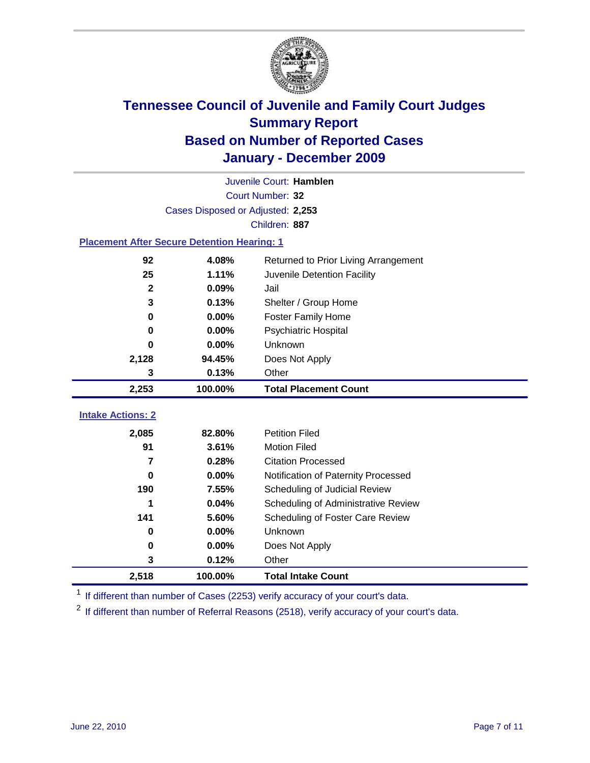# Tennessee Council of Juvenile and Family Court Judges
## Summary Report
## Based on Number of Reported Cases
## January - December 2009

Juvenile Court: **Hamblen**

Court Number: **32**

Cases Disposed or Adjusted: **2,253**

Children: **887**

### Placement After Secure Detention Hearing: 1

| | | |
|---|---|---|
| 92 | 4.08% | Returned to Prior Living Arrangement |
| 25 | 1.11% | Juvenile Detention Facility |
| 2 | 0.09% | Jail |
| 3 | 0.13% | Shelter / Group Home |
| 0 | 0.00% | Foster Family Home |
| 0 | 0.00% | Psychiatric Hospital |
| 0 | 0.00% | Unknown |
| 2,128 | 94.45% | Does Not Apply |
| 3 | 0.13% | Other |
| **2,253** | **100.00%** | **Total Placement Count** |

### Intake Actions: 2

| | | |
|---|---|---|
| 2,085 | 82.80% | Petition Filed |
| 91 | 3.61% | Motion Filed |
| 7 | 0.28% | Citation Processed |
| 0 | 0.00% | Notification of Paternity Processed |
| 190 | 7.55% | Scheduling of Judicial Review |
| 1 | 0.04% | Scheduling of Administrative Review |
| 141 | 5.60% | Scheduling of Foster Care Review |
| 0 | 0.00% | Unknown |
| 0 | 0.00% | Does Not Apply |
| 3 | 0.12% | Other |
| **2,518** | **100.00%** | **Total Intake Count** |

[1] If different than number of Cases (2253) verify accuracy of your court's data.

[2] If different than number of Referral Reasons (2518), verify accuracy of your court's data.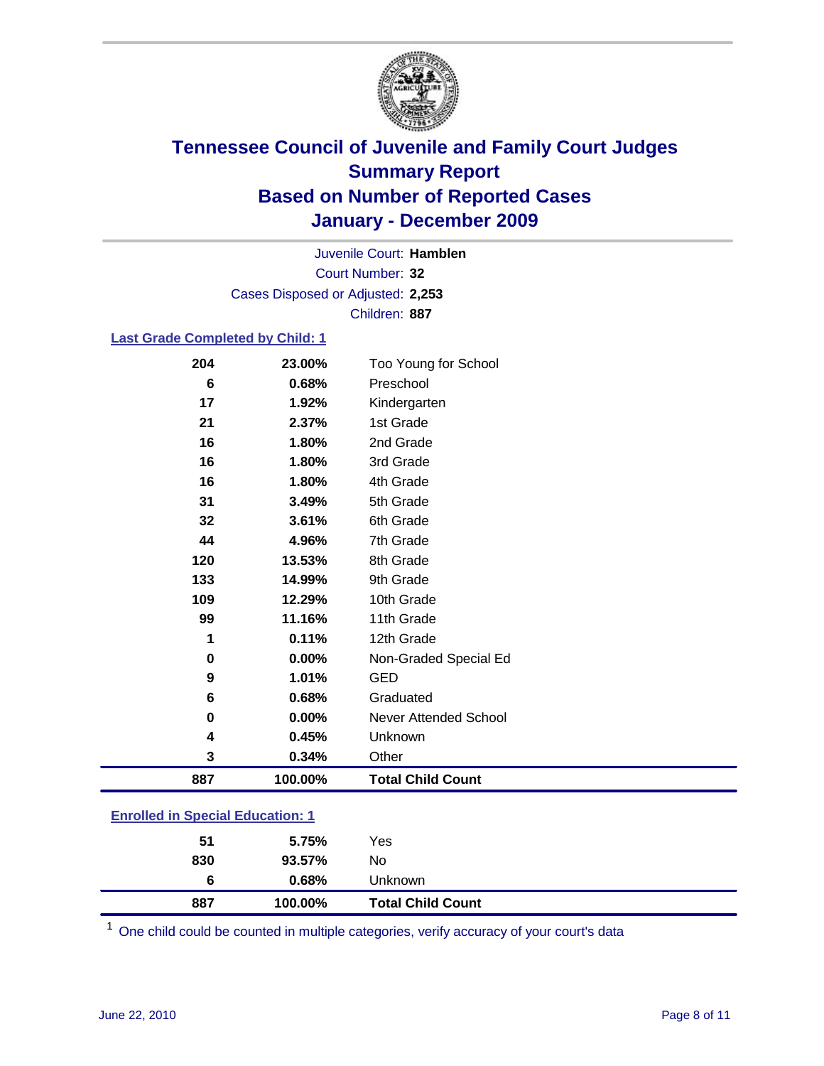# Tennessee Council of Juvenile and Family Court Judges
## Summary Report
## Based on Number of Reported Cases
## January - December 2009

Juvenile Court: **Hamblen**
Court Number: **32**
Cases Disposed or Adjusted: **2,253**
Children: **887**

### Last Grade Completed by Child: 1

| Count | Percent | Category |
|---|---|---|
| 204 | 23.00% | Too Young for School |
| 6 | 0.68% | Preschool |
| 17 | 1.92% | Kindergarten |
| 21 | 2.37% | 1st Grade |
| 16 | 1.80% | 2nd Grade |
| 16 | 1.80% | 3rd Grade |
| 16 | 1.80% | 4th Grade |
| 31 | 3.49% | 5th Grade |
| 32 | 3.61% | 6th Grade |
| 44 | 4.96% | 7th Grade |
| 120 | 13.53% | 8th Grade |
| 133 | 14.99% | 9th Grade |
| 109 | 12.29% | 10th Grade |
| 99 | 11.16% | 11th Grade |
| 1 | 0.11% | 12th Grade |
| 0 | 0.00% | Non-Graded Special Ed |
| 9 | 1.01% | GED |
| 6 | 0.68% | Graduated |
| 0 | 0.00% | Never Attended School |
| 4 | 0.45% | Unknown |
| 3 | 0.34% | Other |
| **887** | **100.00%** | **Total Child Count** |

### Enrolled in Special Education: 1

| Count | Percent | Category |
|---|---|---|
| 51 | 5.75% | Yes |
| 830 | 93.57% | No |
| 6 | 0.68% | Unknown |
| **887** | **100.00%** | **Total Child Count** |

[1] One child could be counted in multiple categories, verify accuracy of your court's data

June 22, 2010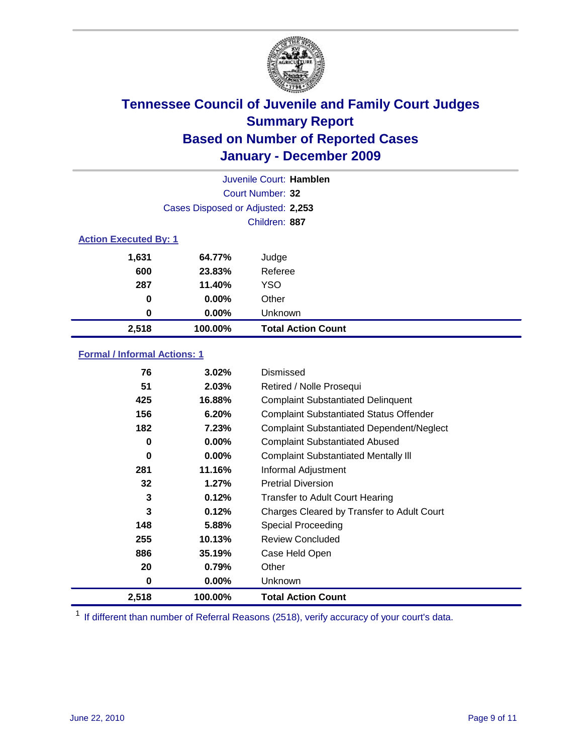# Tennessee Council of Juvenile and Family Court Judges
## Summary Report
## Based on Number of Reported Cases
## January - December 2009

Juvenile Court: **Hamblen**
Court Number: **32**
Cases Disposed or Adjusted: **2,253**
Children: **887**

### Action Executed By: 1

| | | |
|---|---|---|
| 1,631 | 64.77% | Judge |
| 600 | 23.83% | Referee |
| 287 | 11.40% | YSO |
| 0 | 0.00% | Other |
| 0 | 0.00% | Unknown |
| **2,518** | **100.00%** | **Total Action Count** |

### Formal / Informal Actions: 1

| | | |
|---|---|---|
| 76 | 3.02% | Dismissed |
| 51 | 2.03% | Retired / Nolle Prosequi |
| 425 | 16.88% | Complaint Substantiated Delinquent |
| 156 | 6.20% | Complaint Substantiated Status Offender |
| 182 | 7.23% | Complaint Substantiated Dependent/Neglect |
| 0 | 0.00% | Complaint Substantiated Abused |
| 0 | 0.00% | Complaint Substantiated Mentally Ill |
| 281 | 11.16% | Informal Adjustment |
| 32 | 1.27% | Pretrial Diversion |
| 3 | 0.12% | Transfer to Adult Court Hearing |
| 3 | 0.12% | Charges Cleared by Transfer to Adult Court |
| 148 | 5.88% | Special Proceeding |
| 255 | 10.13% | Review Concluded |
| 886 | 35.19% | Case Held Open |
| 20 | 0.79% | Other |
| 0 | 0.00% | Unknown |
| **2,518** | **100.00%** | **Total Action Count** |

[1] If different than number of Referral Reasons (2518), verify accuracy of your court's data.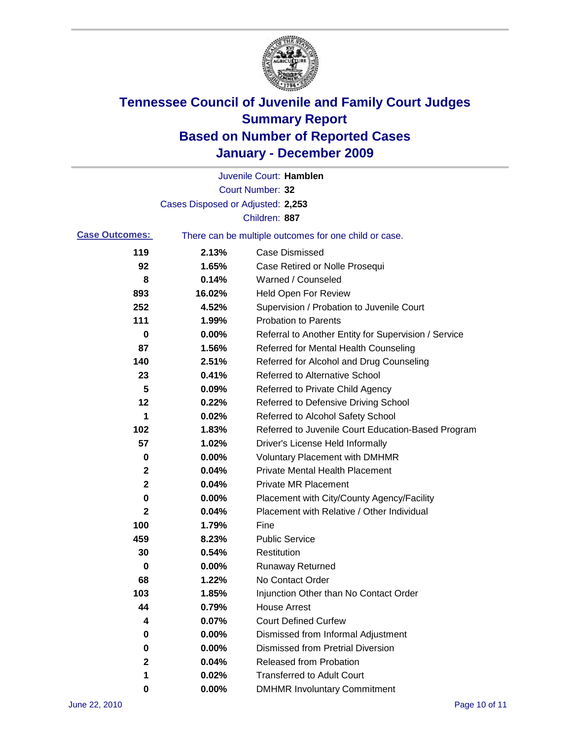# Tennessee Council of Juvenile and Family Court Judges
## Summary Report
## Based on Number of Reported Cases
## January - December 2009

Juvenile Court: **Hamblen**

Court Number: **32**

Cases Disposed or Adjusted: **2,253**

Children: **887**

**Case Outcomes:** There can be multiple outcomes for one child or case.

| Count | Percent | Outcome |
|---|---|---|
| 119 | 2.13% | Case Dismissed |
| 92 | 1.65% | Case Retired or Nolle Prosequi |
| 8 | 0.14% | Warned / Counseled |
| 893 | 16.02% | Held Open For Review |
| 252 | 4.52% | Supervision / Probation to Juvenile Court |
| 111 | 1.99% | Probation to Parents |
| 0 | 0.00% | Referral to Another Entity for Supervision / Service |
| 87 | 1.56% | Referred for Mental Health Counseling |
| 140 | 2.51% | Referred for Alcohol and Drug Counseling |
| 23 | 0.41% | Referred to Alternative School |
| 5 | 0.09% | Referred to Private Child Agency |
| 12 | 0.22% | Referred to Defensive Driving School |
| 1 | 0.02% | Referred to Alcohol Safety School |
| 102 | 1.83% | Referred to Juvenile Court Education-Based Program |
| 57 | 1.02% | Driver's License Held Informally |
| 0 | 0.00% | Voluntary Placement with DMHMR |
| 2 | 0.04% | Private Mental Health Placement |
| 2 | 0.04% | Private MR Placement |
| 0 | 0.00% | Placement with City/County Agency/Facility |
| 2 | 0.04% | Placement with Relative / Other Individual |
| 100 | 1.79% | Fine |
| 459 | 8.23% | Public Service |
| 30 | 0.54% | Restitution |
| 0 | 0.00% | Runaway Returned |
| 68 | 1.22% | No Contact Order |
| 103 | 1.85% | Injunction Other than No Contact Order |
| 44 | 0.79% | House Arrest |
| 4 | 0.07% | Court Defined Curfew |
| 0 | 0.00% | Dismissed from Informal Adjustment |
| 0 | 0.00% | Dismissed from Pretrial Diversion |
| 2 | 0.04% | Released from Probation |
| 1 | 0.02% | Transferred to Adult Court |
| 0 | 0.00% | DMHMR Involuntary Commitment |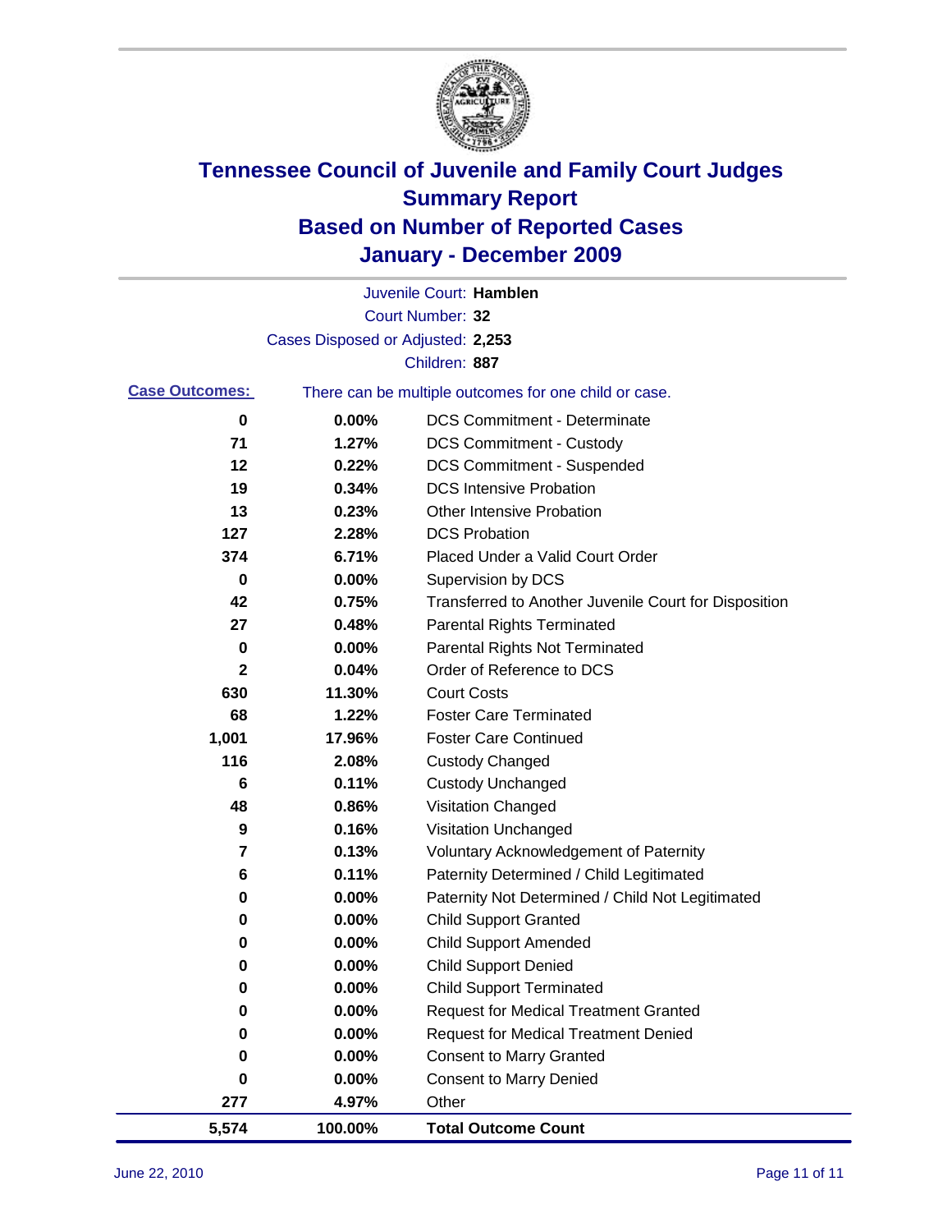# Tennessee Council of Juvenile and Family Court Judges
## Summary Report
## Based on Number of Reported Cases
## January - December 2009

Juvenile Court: **Hamblen**

Court Number: **32**

Cases Disposed or Adjusted: **2,253**

Children: **887**

**Case Outcomes:** There can be multiple outcomes for one child or case.

| | | |
|---|---|---|
| 0 | 0.00% | DCS Commitment - Determinate |
| 71 | 1.27% | DCS Commitment - Custody |
| 12 | 0.22% | DCS Commitment - Suspended |
| 19 | 0.34% | DCS Intensive Probation |
| 13 | 0.23% | Other Intensive Probation |
| 127 | 2.28% | DCS Probation |
| 374 | 6.71% | Placed Under a Valid Court Order |
| 0 | 0.00% | Supervision by DCS |
| 42 | 0.75% | Transferred to Another Juvenile Court for Disposition |
| 27 | 0.48% | Parental Rights Terminated |
| 0 | 0.00% | Parental Rights Not Terminated |
| 2 | 0.04% | Order of Reference to DCS |
| 630 | 11.30% | Court Costs |
| 68 | 1.22% | Foster Care Terminated |
| 1,001 | 17.96% | Foster Care Continued |
| 116 | 2.08% | Custody Changed |
| 6 | 0.11% | Custody Unchanged |
| 48 | 0.86% | Visitation Changed |
| 9 | 0.16% | Visitation Unchanged |
| 7 | 0.13% | Voluntary Acknowledgement of Paternity |
| 6 | 0.11% | Paternity Determined / Child Legitimated |
| 0 | 0.00% | Paternity Not Determined / Child Not Legitimated |
| 0 | 0.00% | Child Support Granted |
| 0 | 0.00% | Child Support Amended |
| 0 | 0.00% | Child Support Denied |
| 0 | 0.00% | Child Support Terminated |
| 0 | 0.00% | Request for Medical Treatment Granted |
| 0 | 0.00% | Request for Medical Treatment Denied |
| 0 | 0.00% | Consent to Marry Granted |
| 0 | 0.00% | Consent to Marry Denied |
| 277 | 4.97% | Other |
| **5,574** | **100.00%** | **Total Outcome Count** |

June 22, 2010